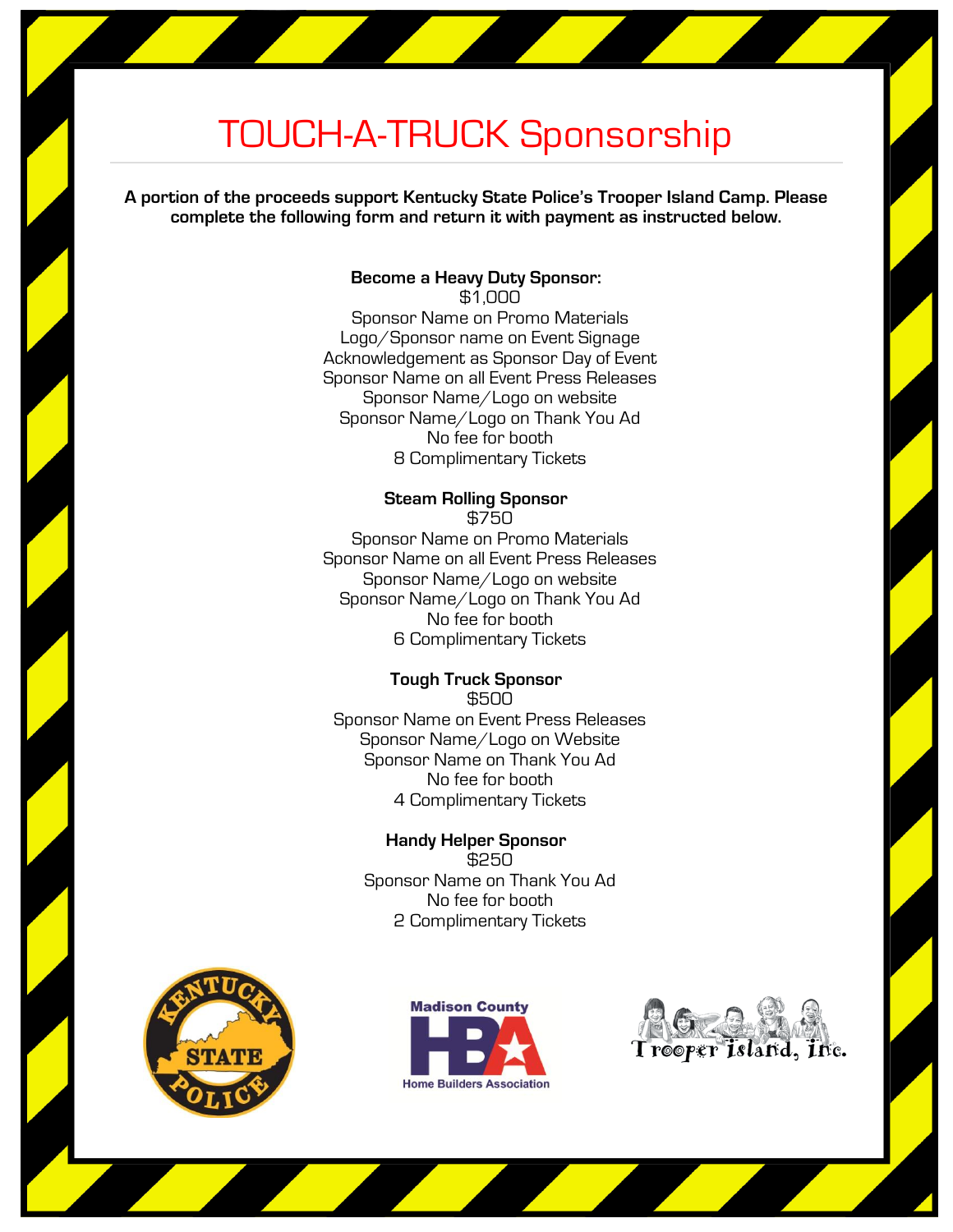# TOUCH-A-TRUCK Sponsorship

**A portion of the proceeds support Kentucky State Police's Trooper Island Camp. Please complete the following form and return it with payment as instructed below.**

**Become a Heavy Duty Sponsor:**
$1,000
Sponsor Name on Promo Materials
Logo/Sponsor name on Event Signage
Acknowledgement as Sponsor Day of Event
Sponsor Name on all Event Press Releases
Sponsor Name/Logo on website
Sponsor Name/Logo on Thank You Ad
No fee for booth
8 Complimentary Tickets

**Steam Rolling Sponsor**
$750
Sponsor Name on Promo Materials
Sponsor Name on all Event Press Releases
Sponsor Name/Logo on website
Sponsor Name/Logo on Thank You Ad
No fee for booth
6 Complimentary Tickets

**Tough Truck Sponsor**
$500
Sponsor Name on Event Press Releases
Sponsor Name/Logo on Website
Sponsor Name on Thank You Ad
No fee for booth
4 Complimentary Tickets

**Handy Helper Sponsor**
$250
Sponsor Name on Thank You Ad
No fee for booth
2 Complimentary Tickets

Kentucky State Police

Madison County HBA Home Builders Association

Trooper Island, inc.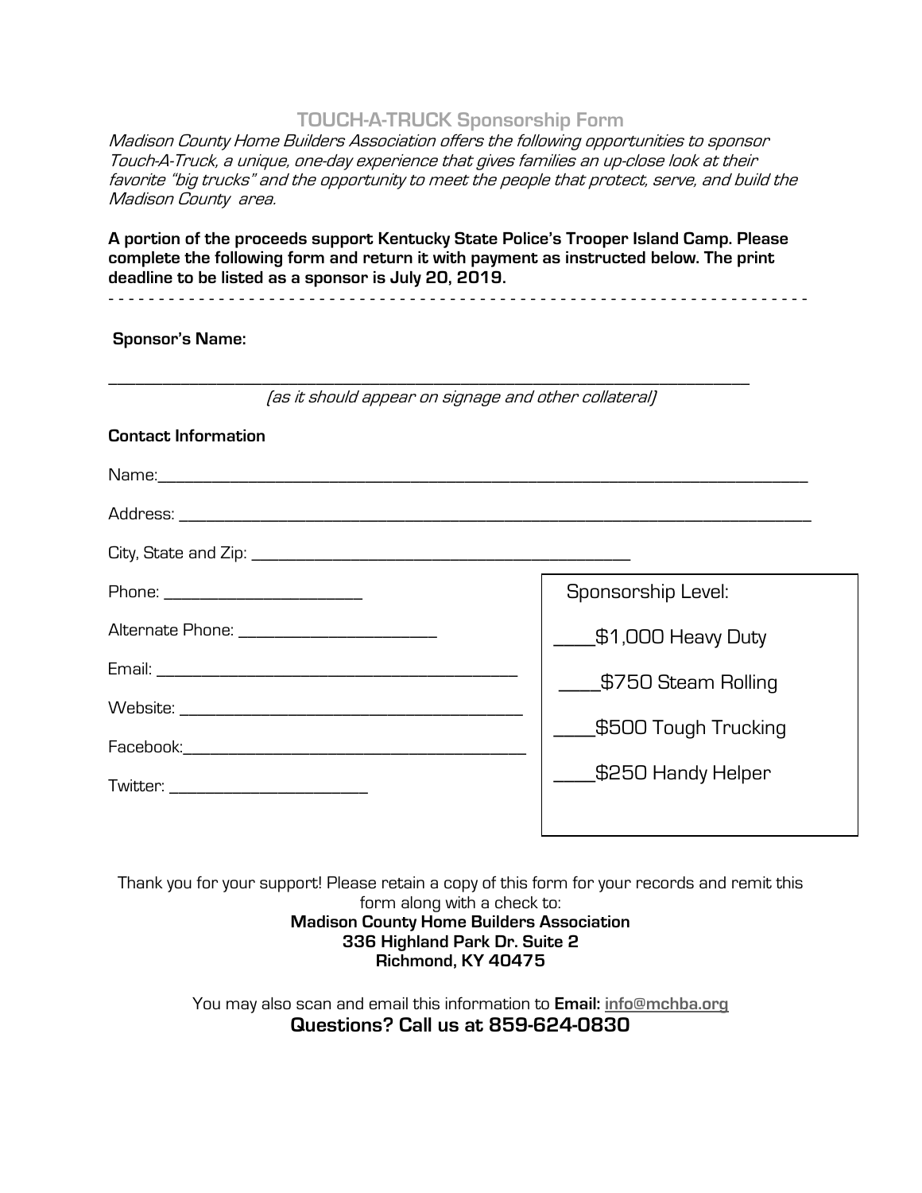# TOUCH-A-TRUCK Sponsorship Form

*Madison County Home Builders Association offers the following opportunities to sponsor Touch-A-Truck, a unique, one-day experience that gives families an up-close look at their favorite "big trucks" and the opportunity to meet the people that protect, serve, and build the Madison County area.*

**A portion of the proceeds support Kentucky State Police's Trooper Island Camp. Please complete the following form and return it with payment as instructed below. The print deadline to be listed as a sponsor is July 20, 2019.**

- - - - - - - - - - - - - - - - - - - - - - - - - - - - - - - - - - - - - - - - - - - - - - - - - - - - - - - - - - - - - - - - - - - - -

**Sponsor's Name:**

_______________________________________________________________________________

*(as it should appear on signage and other collateral)*

**Contact Information**

Name:_______________________________________________________________________________

Address: _____________________________________________________________________________

City, State and Zip: ___________________________________________

Phone: _______________________

Alternate Phone: ______________________

Email: ________________________________________

Website: ______________________________________

Facebook:______________________________________

Twitter: ______________________

Sponsorship Level:

____$1,000 Heavy Duty

____$750 Steam Rolling

____$500 Tough Trucking

____$250 Handy Helper

Thank you for your support! Please retain a copy of this form for your records and remit this form along with a check to:

**Madison County Home Builders Association**
**336 Highland Park Dr. Suite 2**
**Richmond, KY 40475**

You may also scan and email this information to **Email:** info@mchba.org

**Questions? Call us at 859-624-0830**